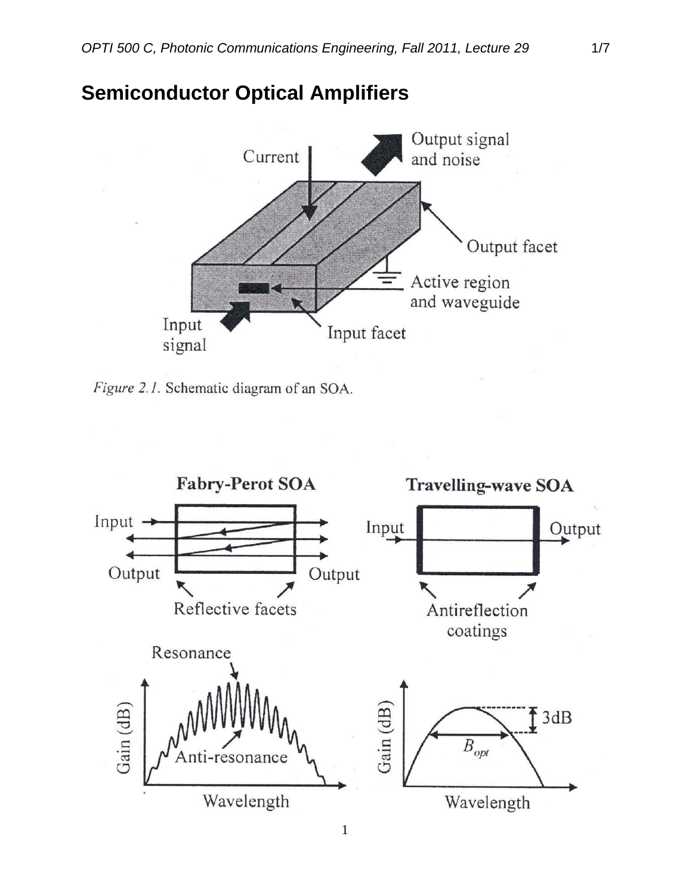# Semiconductor Optical Amplifiers

*Figure 2.1.* Schematic diagram of an SOA.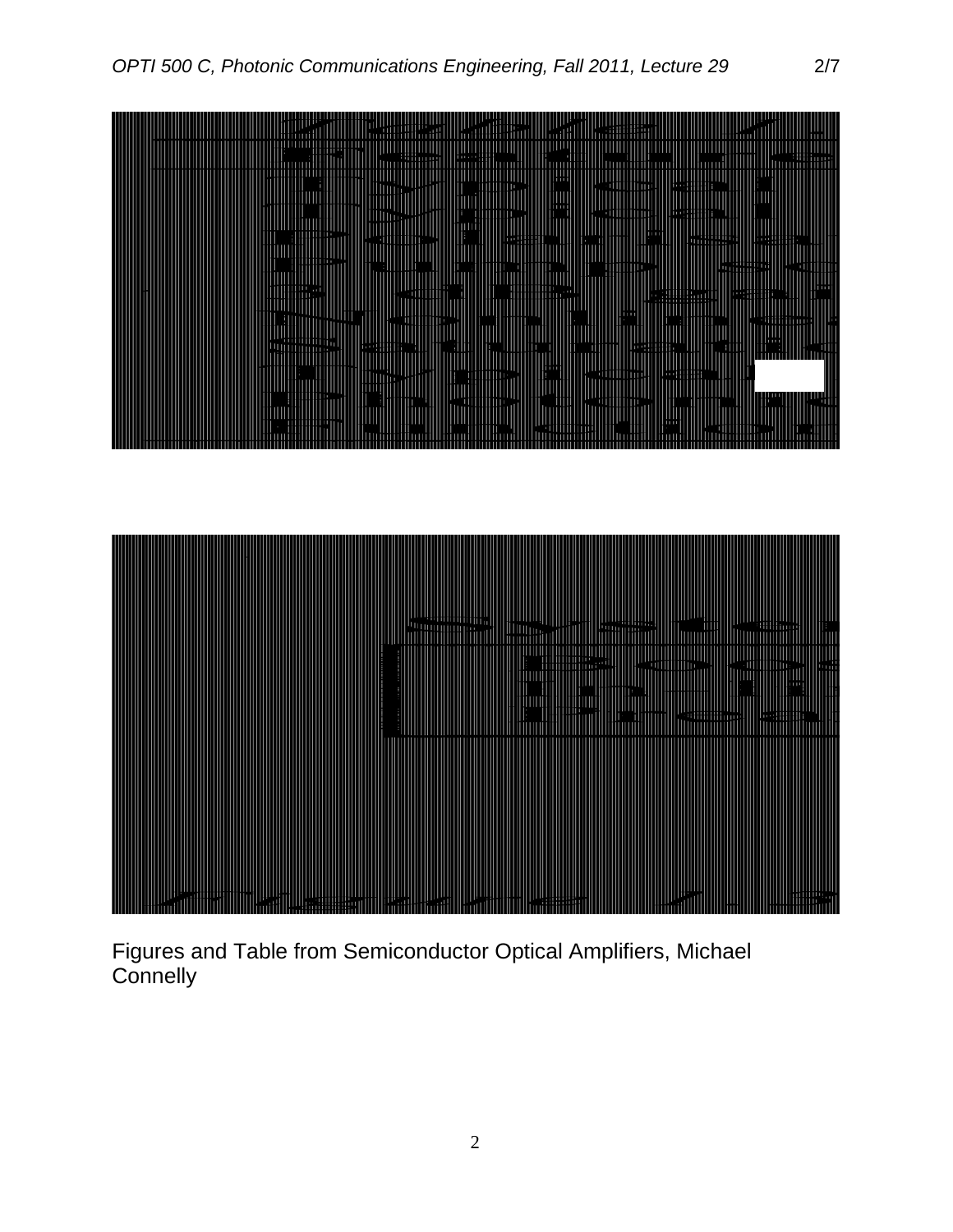Figures and Table from Semiconductor Optical Amplifiers, Michael Connelly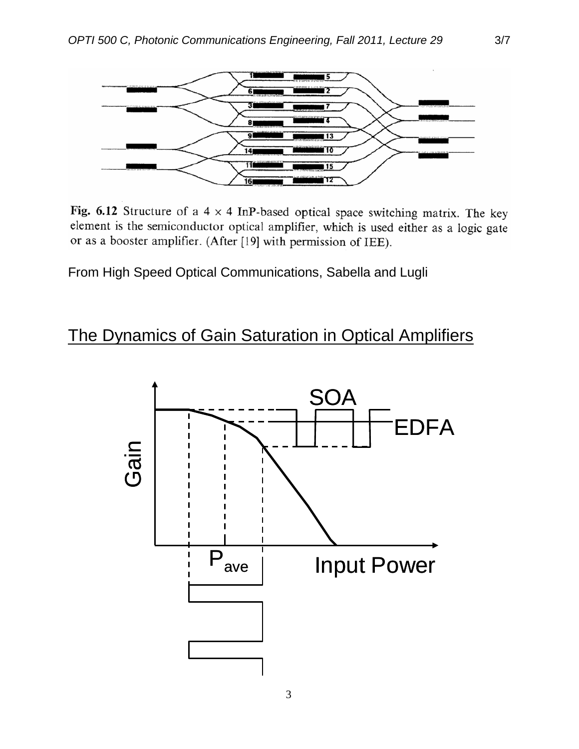Fig. 6.12 Structure of a 4 × 4 InP-based optical space switching matrix. The key element is the semiconductor optical amplifier, which is used either as a logic gate or as a booster amplifier. (After [19] with permission of IEE).

From High Speed Optical Communications, Sabella and Lugli

## The Dynamics of Gain Saturation in Optical Amplifiers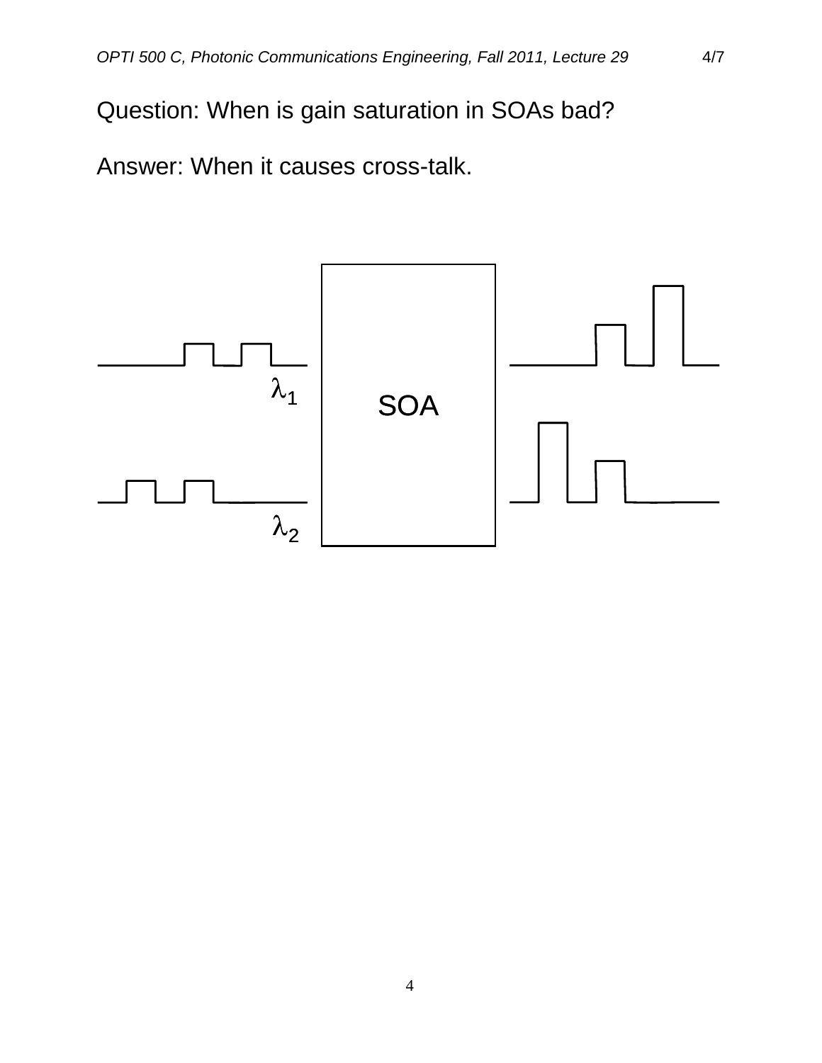Question: When is gain saturation in SOAs bad?

Answer: When it causes cross-talk.

$\lambda_1$

$\lambda_2$

SOA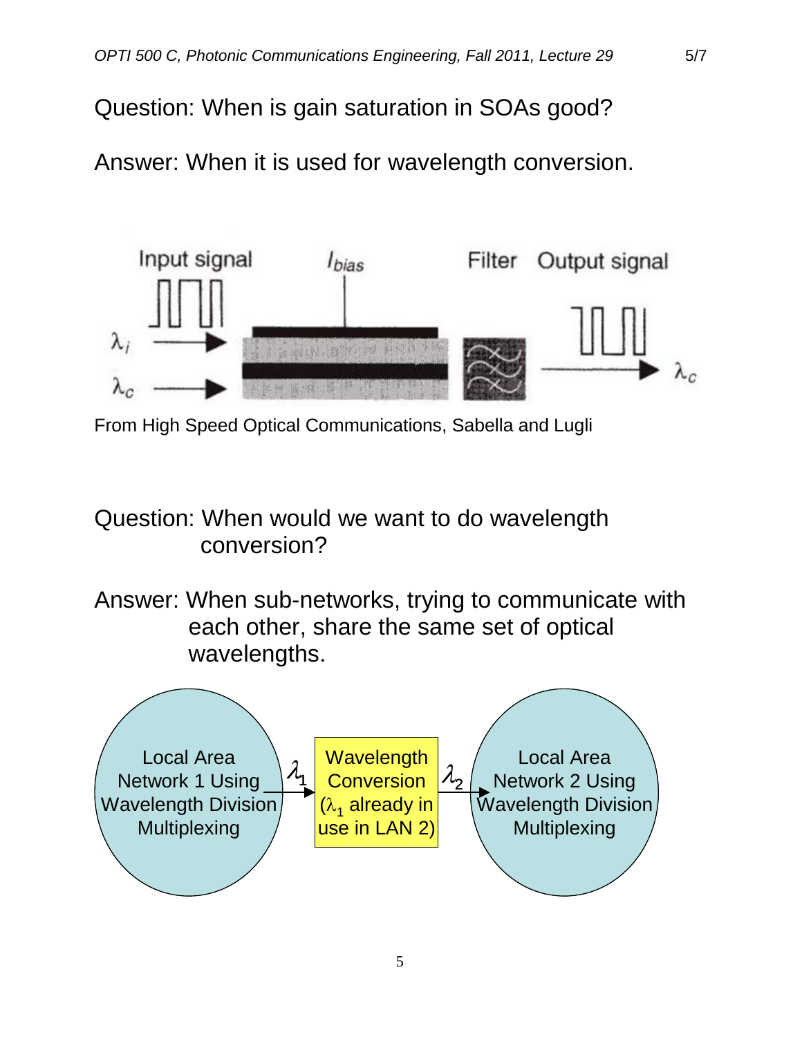Question: When is gain saturation in SOAs good?

Answer: When it is used for wavelength conversion.

Input signal $\lambda_i$ $\lambda_c$ $I_{bias}$ Filter Output signal $\lambda_c$

From High Speed Optical Communications, Sabella and Lugli

Question: When would we want to do wavelength conversion?

Answer: When sub-networks, trying to communicate with each other, share the same set of optical wavelengths.

Local Area Network 1 Using Wavelength Division Multiplexing → $\lambda_1$ → Wavelength Conversion ($\lambda_1$ already in use in LAN 2) → $\lambda_2$ → Local Area Network 2 Using Wavelength Division Multiplexing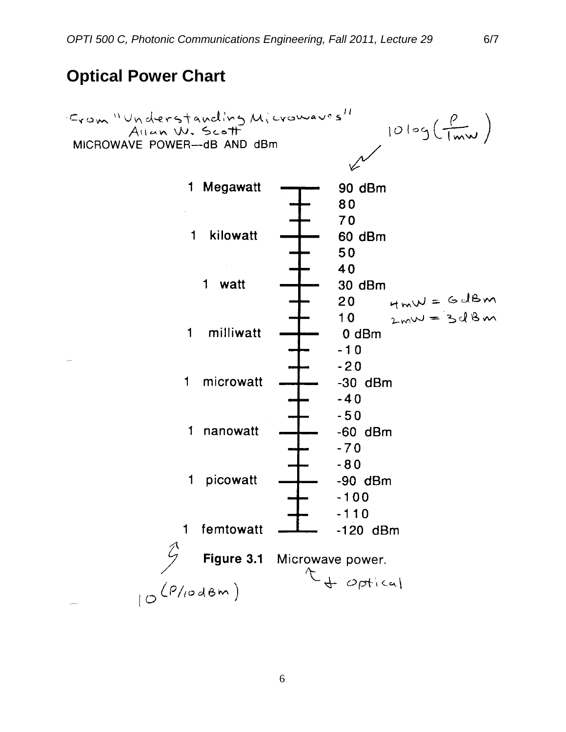## Optical Power Chart

From "Understanding Microwaves" Allan W. Scott

MICROWAVE POWER—dB AND dBm

$10 \log\left(\frac{P}{1\text{mW}}\right)$

| Power | dBm |
|---|---|
| 1 Megawatt | 90 dBm |
| | 80 |
| | 70 |
| 1 kilowatt | 60 dBm |
| | 50 |
| | 40 |
| 1 watt | 30 dBm |
| | 20 |
| | 10 |
| 1 milliwatt | 0 dBm |
| | -10 |
| | -20 |
| 1 microwatt | -30 dBm |
| | -40 |
| | -50 |
| 1 nanowatt | -60 dBm |
| | -70 |
| | -80 |
| 1 picowatt | -90 dBm |
| | -100 |
| | -110 |
| 1 femtowatt | -120 dBm |

4 mW = 6 dBm

2 mW = 3 dBm

$10^{(P/10\text{dBm})}$

**Figure 3.1** Microwave power. & optical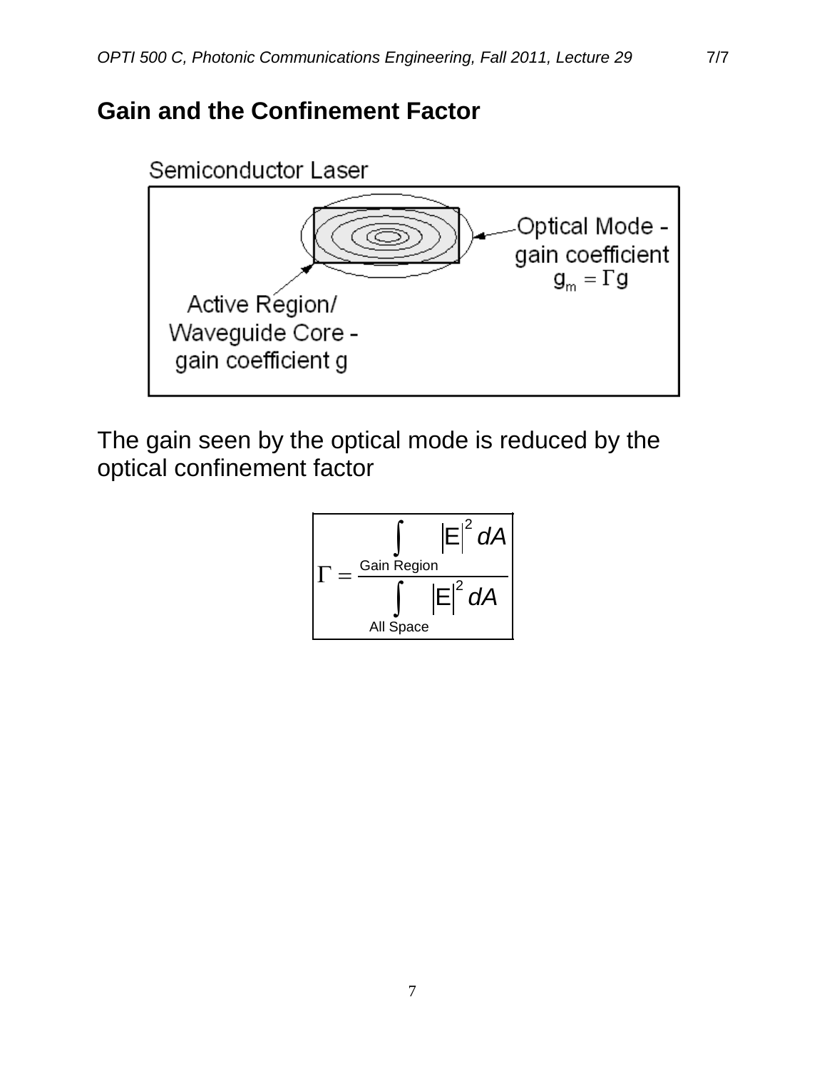## Gain and the Confinement Factor

Semiconductor Laser

Optical Mode - gain coefficient $g_m = \Gamma g$

Active Region/ Waveguide Core - gain coefficient g

The gain seen by the optical mode is reduced by the optical confinement factor

$$\Gamma = \frac{\int_{\text{Gain Region}} |E|^2 \, dA}{\int_{\text{All Space}} |E|^2 \, dA}$$